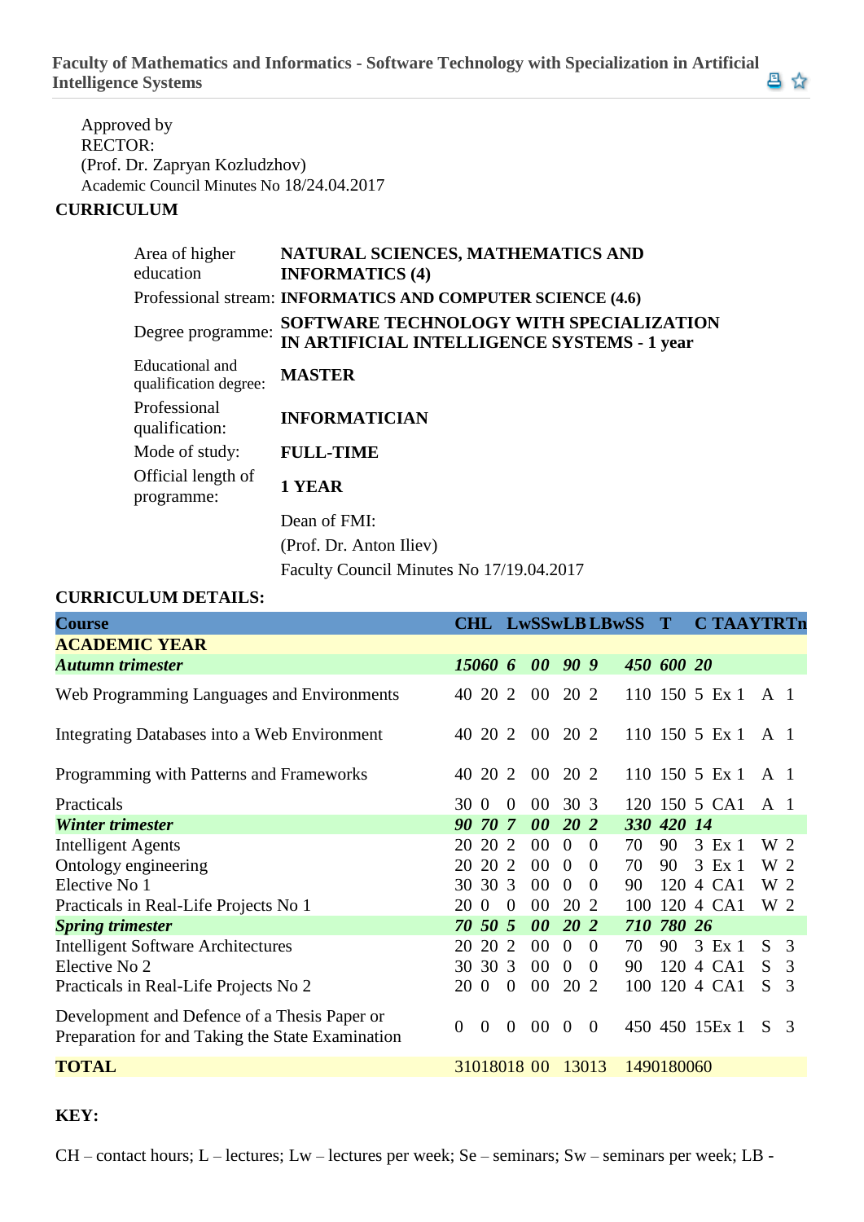**Faculty of Mathematics and Informatics - Software Technology with Specialization in Artificial Intelligence Systems**

Approved by
RECTOR:
(Prof. Dr. Zapryan Kozludzhov)
Academic Council Minutes No 18/24.04.2017

## CURRICULUM

| | |
|---|---|
| Area of higher education | **NATURAL SCIENCES, MATHEMATICS AND INFORMATICS (4)** |
| Professional stream: | **INFORMATICS AND COMPUTER SCIENCE (4.6)** |
| Degree programme: | **SOFTWARE TECHNOLOGY WITH SPECIALIZATION IN ARTIFICIAL INTELLIGENCE SYSTEMS - 1 year** |
| Educational and qualification degree: | **MASTER** |
| Professional qualification: | **INFORMATICIAN** |
| Mode of study: | **FULL-TIME** |
| Official length of programme: | **1 YEAR** |
| | Dean of FMI: |
| | (Prof. Dr. Anton Iliev) |
| | Faculty Council Minutes No 17/19.04.2017 |

## CURRICULUM DETAILS:

| Course | CH | L | Lw | S | Sw | LB | LBw | SS | T | C | TA | AY | TR | Tn |
|---|---|---|---|---|---|---|---|---|---|---|---|---|---|---|
| **ACADEMIC YEAR** | | | | | | | | | | | | | | |
| ***Autumn trimester*** | ***150*** | ***60*** | ***6*** | ***0*** | ***0*** | ***90*** | ***9*** | ***450*** | ***600*** | ***20*** | | | | |
| Web Programming Languages and Environments | 40 | 20 | 2 | 0 | 0 | 20 | 2 | 110 | 150 | 5 | Ex | 1 | A | 1 |
| Integrating Databases into a Web Environment | 40 | 20 | 2 | 0 | 0 | 20 | 2 | 110 | 150 | 5 | Ex | 1 | A | 1 |
| Programming with Patterns and Frameworks | 40 | 20 | 2 | 0 | 0 | 20 | 2 | 110 | 150 | 5 | Ex | 1 | A | 1 |
| Practicals | 30 | 0 | 0 | 0 | 0 | 30 | 3 | 120 | 150 | 5 | CA | 1 | A | 1 |
| ***Winter trimester*** | ***90*** | ***70*** | ***7*** | ***0*** | ***0*** | ***20*** | ***2*** | ***330*** | ***420*** | ***14*** | | | | |
| Intelligent Agents | 20 | 20 | 2 | 0 | 0 | 0 | 0 | 70 | 90 | 3 | Ex | 1 | W | 2 |
| Ontology engineering | 20 | 20 | 2 | 0 | 0 | 0 | 0 | 70 | 90 | 3 | Ex | 1 | W | 2 |
| Elective No 1 | 30 | 30 | 3 | 0 | 0 | 0 | 0 | 90 | 120 | 4 | CA | 1 | W | 2 |
| Practicals in Real-Life Projects No 1 | 20 | 0 | 0 | 0 | 0 | 20 | 2 | 100 | 120 | 4 | CA | 1 | W | 2 |
| ***Spring trimester*** | ***70*** | ***50*** | ***5*** | ***0*** | ***0*** | ***20*** | ***2*** | ***710*** | ***780*** | ***26*** | | | | |
| Intelligent Software Architectures | 20 | 20 | 2 | 0 | 0 | 0 | 0 | 70 | 90 | 3 | Ex | 1 | S | 3 |
| Elective No 2 | 30 | 30 | 3 | 0 | 0 | 0 | 0 | 90 | 120 | 4 | CA | 1 | S | 3 |
| Practicals in Real-Life Projects No 2 | 20 | 0 | 0 | 0 | 0 | 20 | 2 | 100 | 120 | 4 | CA | 1 | S | 3 |
| Development and Defence of a Thesis Paper or Preparation for and Taking the State Examination | 0 | 0 | 0 | 0 | 0 | 0 | 0 | 450 | 450 | 15 | Ex | 1 | S | 3 |
| **TOTAL** | 310 | 180 | 18 | 0 | 0 | 130 | 13 | 1490 | 1800 | 60 | | | | |

**KEY:**

CH – contact hours; L – lectures; Lw – lectures per week; Se – seminars; Sw – seminars per week; LB -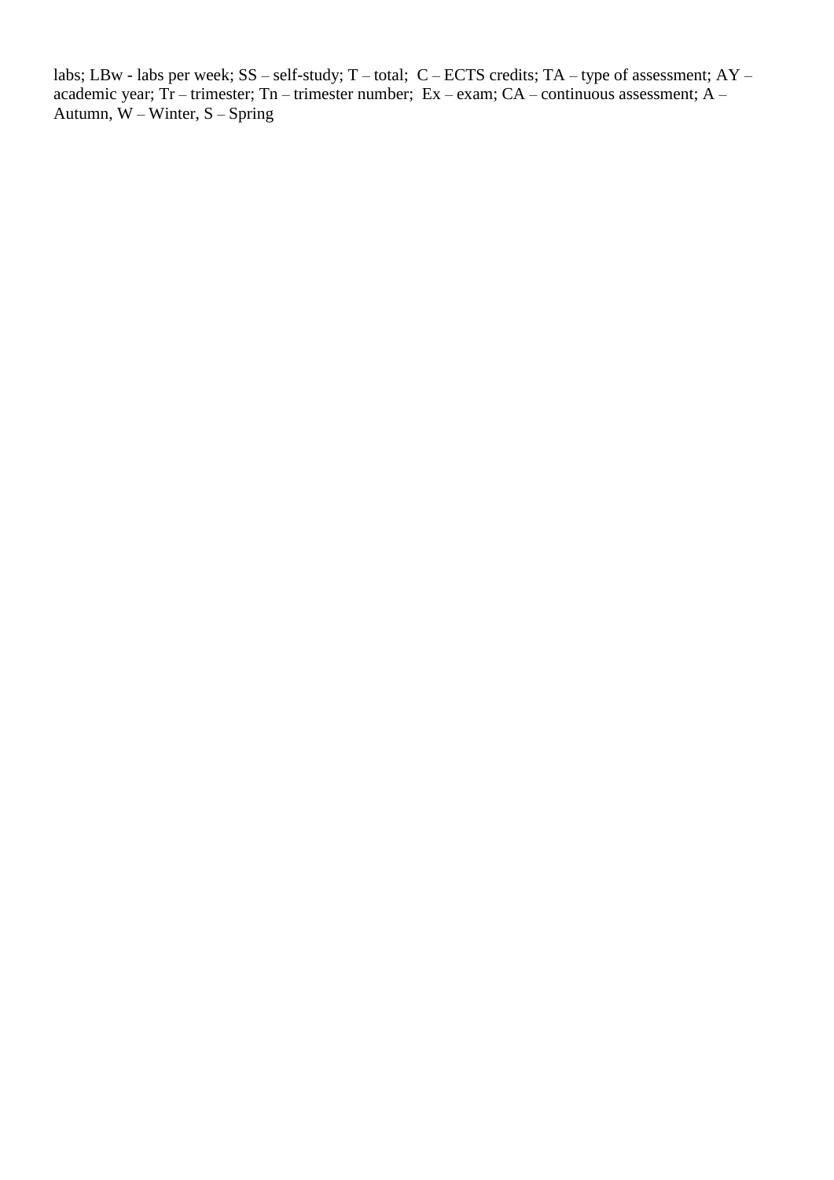labs; LBw - labs per week; SS – self-study; T – total;  C – ECTS credits; TA – type of assessment; AY – academic year; Tr – trimester; Tn – trimester number;  Ex – exam; CA – continuous assessment; A – Autumn, W – Winter, S – Spring